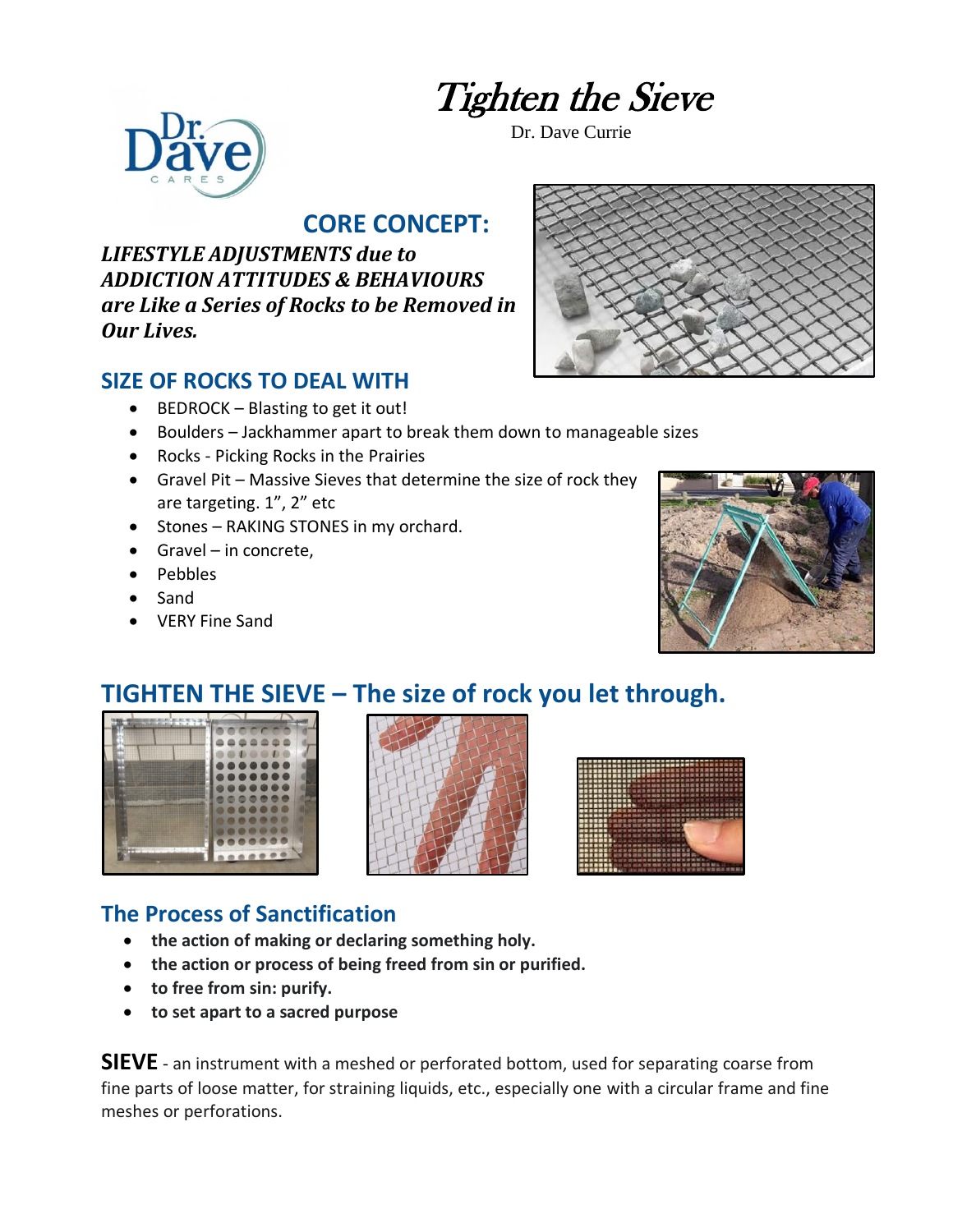# Tighten the Sieve

Dr. Dave Currie

## CORE CONCEPT:

***LIFESTYLE ADJUSTMENTS due to ADDICTION ATTITUDES & BEHAVIOURS are Like a Series of Rocks to be Removed in Our Lives.***

## SIZE OF ROCKS TO DEAL WITH

- BEDROCK – Blasting to get it out!
- Boulders – Jackhammer apart to break them down to manageable sizes
- Rocks - Picking Rocks in the Prairies
- Gravel Pit – Massive Sieves that determine the size of rock they are targeting. 1", 2" etc
- Stones – RAKING STONES in my orchard.
- Gravel – in concrete,
- Pebbles
- Sand
- VERY Fine Sand

## TIGHTEN THE SIEVE – The size of rock you let through.

## The Process of Sanctification

- **the action of making or declaring something holy.**
- **the action or process of being freed from sin or purified.**
- **to free from sin: purify.**
- **to set apart to a sacred purpose**

**SIEVE** - an instrument with a meshed or perforated bottom, used for separating coarse from fine parts of loose matter, for straining liquids, etc., especially one with a circular frame and fine meshes or perforations.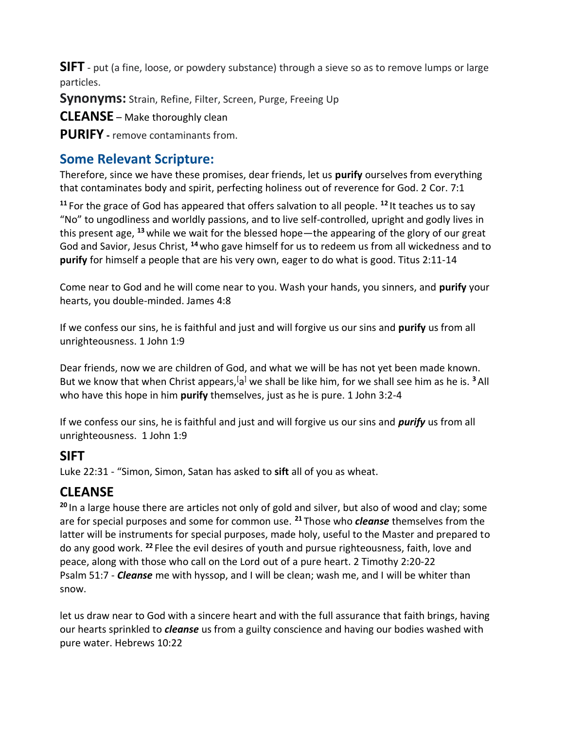**SIFT** - put (a fine, loose, or powdery substance) through a sieve so as to remove lumps or large particles.

**Synonyms:** Strain, Refine, Filter, Screen, Purge, Freeing Up

**CLEANSE** – Make thoroughly clean

**PURIFY -** remove contaminants from.

## Some Relevant Scripture:

Therefore, since we have these promises, dear friends, let us **purify** ourselves from everything that contaminates body and spirit, perfecting holiness out of reverence for God. 2 Cor. 7:1

[11] For the grace of God has appeared that offers salvation to all people. [12] It teaches us to say "No" to ungodliness and worldly passions, and to live self-controlled, upright and godly lives in this present age, [13] while we wait for the blessed hope—the appearing of the glory of our great God and Savior, Jesus Christ, [14] who gave himself for us to redeem us from all wickedness and to **purify** for himself a people that are his very own, eager to do what is good. Titus 2:11-14

Come near to God and he will come near to you. Wash your hands, you sinners, and **purify** your hearts, you double-minded. James 4:8

If we confess our sins, he is faithful and just and will forgive us our sins and **purify** us from all unrighteousness. 1 John 1:9

Dear friends, now we are children of God, and what we will be has not yet been made known. But we know that when Christ appears,[a] we shall be like him, for we shall see him as he is. [3] All who have this hope in him **purify** themselves, just as he is pure. 1 John 3:2-4

If we confess our sins, he is faithful and just and will forgive us our sins and ***purify*** us from all unrighteousness. 1 John 1:9

## SIFT

Luke 22:31 - "Simon, Simon, Satan has asked to **sift** all of you as wheat.

## CLEANSE

[20] In a large house there are articles not only of gold and silver, but also of wood and clay; some are for special purposes and some for common use. [21] Those who ***cleanse*** themselves from the latter will be instruments for special purposes, made holy, useful to the Master and prepared to do any good work. [22] Flee the evil desires of youth and pursue righteousness, faith, love and peace, along with those who call on the Lord out of a pure heart. 2 Timothy 2:20-22
Psalm 51:7 - ***Cleanse*** me with hyssop, and I will be clean; wash me, and I will be whiter than snow.

let us draw near to God with a sincere heart and with the full assurance that faith brings, having our hearts sprinkled to ***cleanse*** us from a guilty conscience and having our bodies washed with pure water. Hebrews 10:22